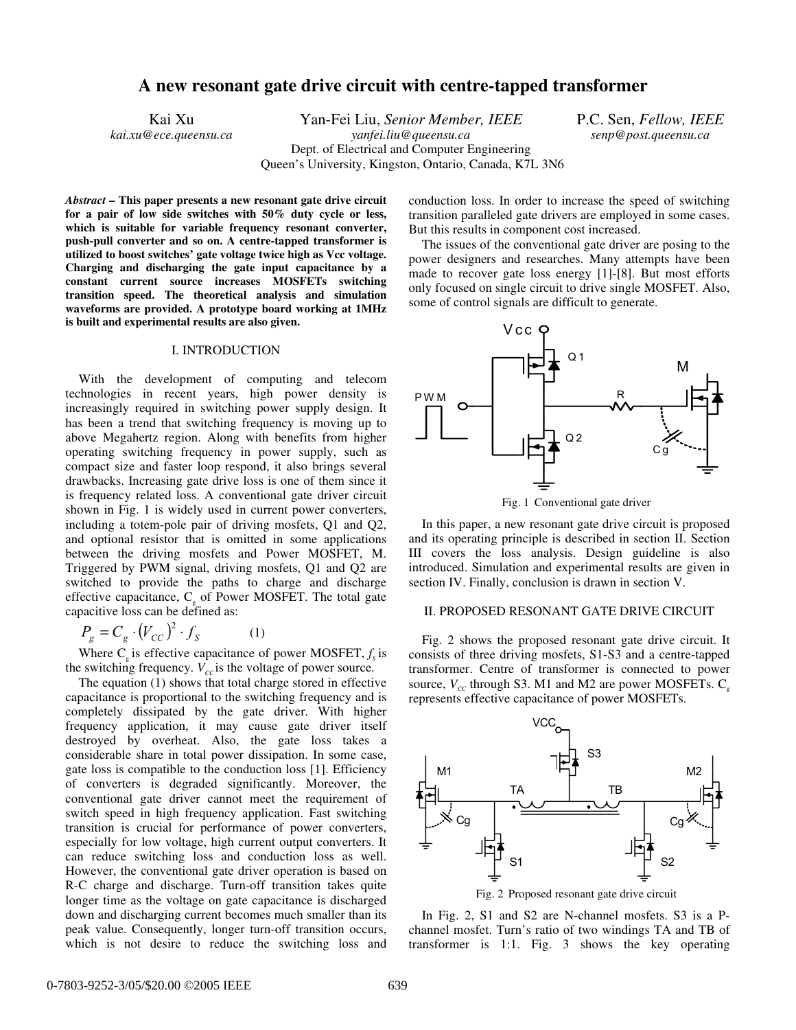# A new resonant gate drive circuit with centre-tapped transformer

Kai Xu
*kai.xu@ece.queensu.ca*

Yan-Fei Liu, *Senior Member, IEEE*
*yanfei.liu@queensu.ca*

P.C. Sen, *Fellow, IEEE*
*senp@post.queensu.ca*

Dept. of Electrical and Computer Engineering
Queen's University, Kingston, Ontario, Canada, K7L 3N6

***Abstract* – This paper presents a new resonant gate drive circuit for a pair of low side switches with 50% duty cycle or less, which is suitable for variable frequency resonant converter, push-pull converter and so on. A centre-tapped transformer is utilized to boost switches' gate voltage twice high as Vcc voltage. Charging and discharging the gate input capacitance by a constant current source increases MOSFETs switching transition speed. The theoretical analysis and simulation waveforms are provided. A prototype board working at 1MHz is built and experimental results are also given.**

## I. INTRODUCTION

With the development of computing and telecom technologies in recent years, high power density is increasingly required in switching power supply design. It has been a trend that switching frequency is moving up to above Megahertz region. Along with benefits from higher operating switching frequency in power supply, such as compact size and faster loop respond, it also brings several drawbacks. Increasing gate drive loss is one of them since it is frequency related loss. A conventional gate driver circuit shown in Fig. 1 is widely used in current power converters, including a totem-pole pair of driving mosfets, Q1 and Q2, and optional resistor that is omitted in some applications between the driving mosfets and Power MOSFET, M. Triggered by PWM signal, driving mosfets, Q1 and Q2 are switched to provide the paths to charge and discharge effective capacitance, $C_g$ of Power MOSFET. The total gate capacitive loss can be defined as:

$$P_g = C_g \cdot (V_{CC})^2 \cdot f_S \qquad (1)$$

Where $C_g$ is effective capacitance of power MOSFET, $f_s$ is the switching frequency. $V_{CC}$ is the voltage of power source.

The equation (1) shows that total charge stored in effective capacitance is proportional to the switching frequency and is completely dissipated by the gate driver. With higher frequency application, it may cause gate driver itself destroyed by overheat. Also, the gate loss takes a considerable share in total power dissipation. In some case, gate loss is compatible to the conduction loss [1]. Efficiency of converters is degraded significantly. Moreover, the conventional gate driver cannot meet the requirement of switch speed in high frequency application. Fast switching transition is crucial for performance of power converters, especially for low voltage, high current output converters. It can reduce switching loss and conduction loss as well. However, the conventional gate driver operation is based on R-C charge and discharge. Turn-off transition takes quite longer time as the voltage on gate capacitance is discharged down and discharging current becomes much smaller than its peak value. Consequently, longer turn-off transition occurs, which is not desire to reduce the switching loss and conduction loss. In order to increase the speed of switching transition paralleled gate drivers are employed in some cases. But this results in component cost increased.

The issues of the conventional gate driver are posing to the power designers and researches. Many attempts have been made to recover gate loss energy [1]-[8]. But most efforts only focused on single circuit to drive single MOSFET. Also, some of control signals are difficult to generate.

Fig. 1 Conventional gate driver

In this paper, a new resonant gate drive circuit is proposed and its operating principle is described in section II. Section III covers the loss analysis. Design guideline is also introduced. Simulation and experimental results are given in section IV. Finally, conclusion is drawn in section V.

## II. PROPOSED RESONANT GATE DRIVE CIRCUIT

Fig. 2 shows the proposed resonant gate drive circuit. It consists of three driving mosfets, S1-S3 and a centre-tapped transformer. Centre of transformer is connected to power source, $V_{cc}$ through S3. M1 and M2 are power MOSFETs. $C_g$ represents effective capacitance of power MOSFETs.

Fig. 2 Proposed resonant gate drive circuit

In Fig. 2, S1 and S2 are N-channel mosfets. S3 is a P-channel mosfet. Turn's ratio of two windings TA and TB of transformer is 1:1. Fig. 3 shows the key operating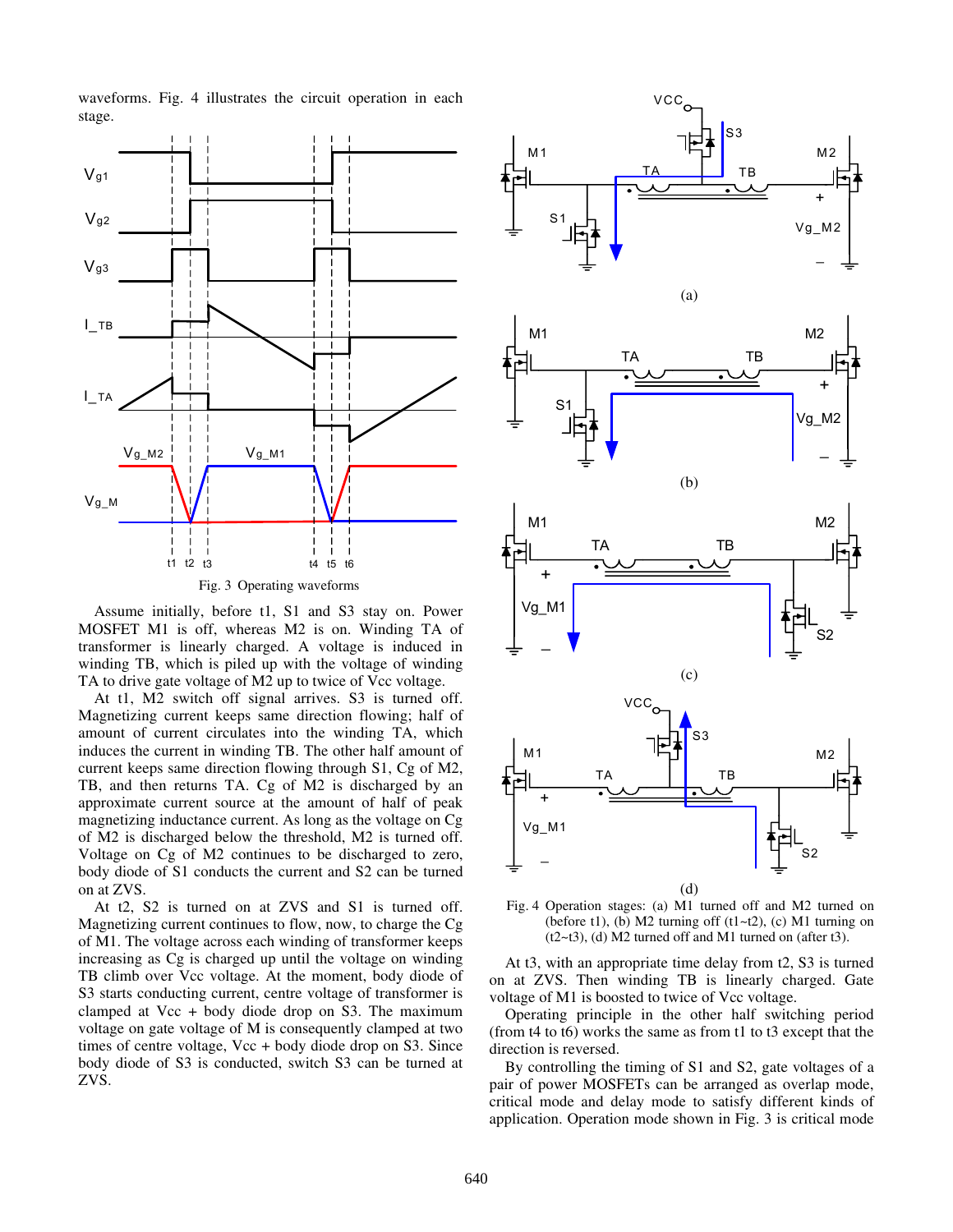waveforms. Fig. 4 illustrates the circuit operation in each stage.

Fig. 3 Operating waveforms

Assume initially, before t1, S1 and S3 stay on. Power MOSFET M1 is off, whereas M2 is on. Winding TA of transformer is linearly charged. A voltage is induced in winding TB, which is piled up with the voltage of winding TA to drive gate voltage of M2 up to twice of Vcc voltage.

At t1, M2 switch off signal arrives. S3 is turned off. Magnetizing current keeps same direction flowing; half of amount of current circulates into the winding TA, which induces the current in winding TB. The other half amount of current keeps same direction flowing through S1, Cg of M2, TB, and then returns TA. Cg of M2 is discharged by an approximate current source at the amount of half of peak magnetizing inductance current. As long as the voltage on Cg of M2 is discharged below the threshold, M2 is turned off. Voltage on Cg of M2 continues to be discharged to zero, body diode of S1 conducts the current and S2 can be turned on at ZVS.

At t2, S2 is turned on at ZVS and S1 is turned off. Magnetizing current continues to flow, now, to charge the Cg of M1. The voltage across each winding of transformer keeps increasing as Cg is charged up until the voltage on winding TB climb over Vcc voltage. At the moment, body diode of S3 starts conducting current, centre voltage of transformer is clamped at Vcc + body diode drop on S3. The maximum voltage on gate voltage of M is consequently clamped at two times of centre voltage, Vcc + body diode drop on S3. Since body diode of S3 is conducted, switch S3 can be turned at ZVS.

Fig. 4 Operation stages: (a) M1 turned off and M2 turned on (before t1), (b) M2 turning off (t1~t2), (c) M1 turning on (t2~t3), (d) M2 turned off and M1 turned on (after t3).

At t3, with an appropriate time delay from t2, S3 is turned on at ZVS. Then winding TB is linearly charged. Gate voltage of M1 is boosted to twice of Vcc voltage.

Operating principle in the other half switching period (from t4 to t6) works the same as from t1 to t3 except that the direction is reversed.

By controlling the timing of S1 and S2, gate voltages of a pair of power MOSFETs can be arranged as overlap mode, critical mode and delay mode to satisfy different kinds of application. Operation mode shown in Fig. 3 is critical mode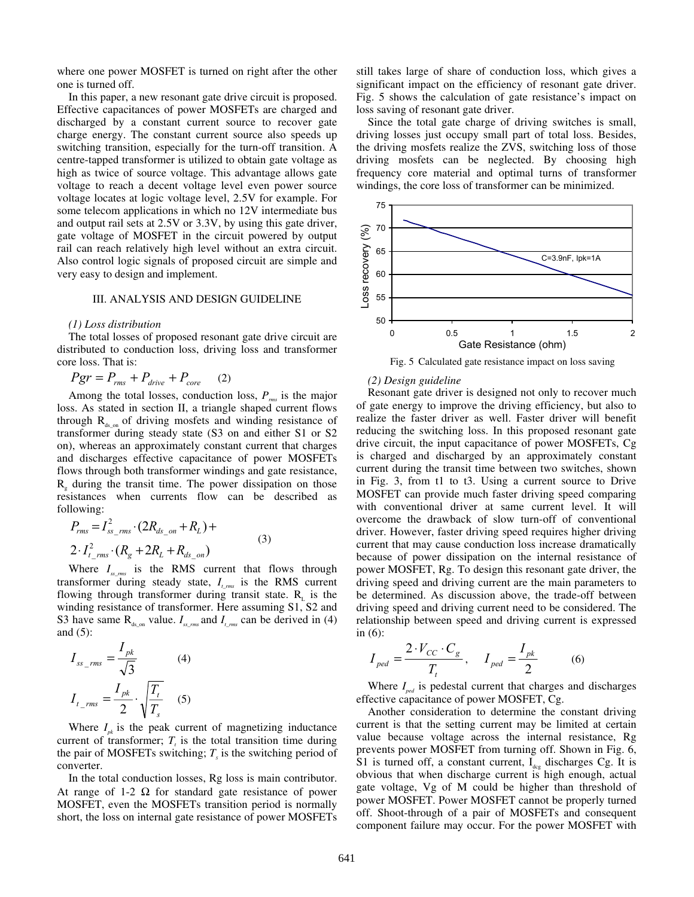where one power MOSFET is turned on right after the other one is turned off.

In this paper, a new resonant gate drive circuit is proposed. Effective capacitances of power MOSFETs are charged and discharged by a constant current source to recover gate charge energy. The constant current source also speeds up switching transition, especially for the turn-off transition. A centre-tapped transformer is utilized to obtain gate voltage as high as twice of source voltage. This advantage allows gate voltage to reach a decent voltage level even power source voltage locates at logic voltage level, 2.5V for example. For some telecom applications in which no 12V intermediate bus and output rail sets at 2.5V or 3.3V, by using this gate driver, gate voltage of MOSFET in the circuit powered by output rail can reach relatively high level without an extra circuit. Also control logic signals of proposed circuit are simple and very easy to design and implement.

## III. ANALYSIS AND DESIGN GUIDELINE

*(1) Loss distribution*

The total losses of proposed resonant gate drive circuit are distributed to conduction loss, driving loss and transformer core loss. That is:

$$Pgr = P_{rms} + P_{drive} + P_{core} \quad (2)$$

Among the total losses, conduction loss, $P_{rms}$ is the major loss. As stated in section II, a triangle shaped current flows through $R_{ds\_on}$ of driving mosfets and winding resistance of transformer during steady state (S3 on and either S1 or S2 on), whereas an approximately constant current that charges and discharges effective capacitance of power MOSFETs flows through both transformer windings and gate resistance, $R_g$ during the transit time. The power dissipation on those resistances when currents flow can be described as following:

$$P_{rms} = I_{ss\_rms}^2 \cdot (2R_{ds\_on} + R_L) + 2 \cdot I_{t\_rms}^2 \cdot (R_g + 2R_L + R_{ds\_on}) \quad (3)$$

Where $I_{ss\_rms}$ is the RMS current that flows through transformer during steady state, $I_{t\_rms}$ is the RMS current flowing through transformer during transit state. $R_L$ is the winding resistance of transformer. Here assuming S1, S2 and S3 have same $R_{ds\_on}$ value. $I_{ss\_rms}$ and $I_{t\_rms}$ can be derived in (4) and (5):

$$I_{ss\_rms} = \frac{I_{pk}}{\sqrt{3}} \quad (4)$$

$$I_{t\_rms} = \frac{I_{pk}}{2} \cdot \sqrt{\frac{T_t}{T_s}} \quad (5)$$

Where $I_{pk}$ is the peak current of magnetizing inductance current of transformer; $T_t$ is the total transition time during the pair of MOSFETs switching; $T_s$ is the switching period of converter.

In the total conduction losses, Rg loss is main contributor. At range of 1-2 Ω for standard gate resistance of power MOSFET, even the MOSFETs transition period is normally short, the loss on internal gate resistance of power MOSFETs still takes large of share of conduction loss, which gives a significant impact on the efficiency of resonant gate driver. Fig. 5 shows the calculation of gate resistance's impact on loss saving of resonant gate driver.

Since the total gate charge of driving switches is small, driving losses just occupy small part of total loss. Besides, the driving mosfets realize the ZVS, switching loss of those driving mosfets can be neglected. By choosing high frequency core material and optimal turns of transformer windings, the core loss of transformer can be minimized.

Fig. 5 Calculated gate resistance impact on loss saving

*(2) Design guideline*

Resonant gate driver is designed not only to recover much of gate energy to improve the driving efficiency, but also to realize the faster driver as well. Faster driver will benefit reducing the switching loss. In this proposed resonant gate drive circuit, the input capacitance of power MOSFETs, Cg is charged and discharged by an approximately constant current during the transit time between two switches, shown in Fig. 3, from t1 to t3. Using a current source to Drive MOSFET can provide much faster driving speed comparing with conventional driver at same current level. It will overcome the drawback of slow turn-off of conventional driver. However, faster driving speed requires higher driving current that may cause conduction loss increase dramatically because of power dissipation on the internal resistance of power MOSFET, Rg. To design this resonant gate driver, the driving speed and driving current are the main parameters to be determined. As discussion above, the trade-off between driving speed and driving current need to be considered. The relationship between speed and driving current is expressed in (6):

$$I_{ped} = \frac{2 \cdot V_{CC} \cdot C_g}{T_t}, \quad I_{ped} = \frac{I_{pk}}{2} \quad (6)$$

Where $I_{ped}$ is pedestal current that charges and discharges effective capacitance of power MOSFET, Cg.

Another consideration to determine the constant driving current is that the setting current may be limited at certain value because voltage across the internal resistance, Rg prevents power MOSFET from turning off. Shown in Fig. 6, S1 is turned off, a constant current, $I_{dcg}$ discharges Cg. It is obvious that when discharge current is high enough, actual gate voltage, Vg of M could be higher than threshold of power MOSFET. Power MOSFET cannot be properly turned off. Shoot-through of a pair of MOSFETs and consequent component failure may occur. For the power MOSFET with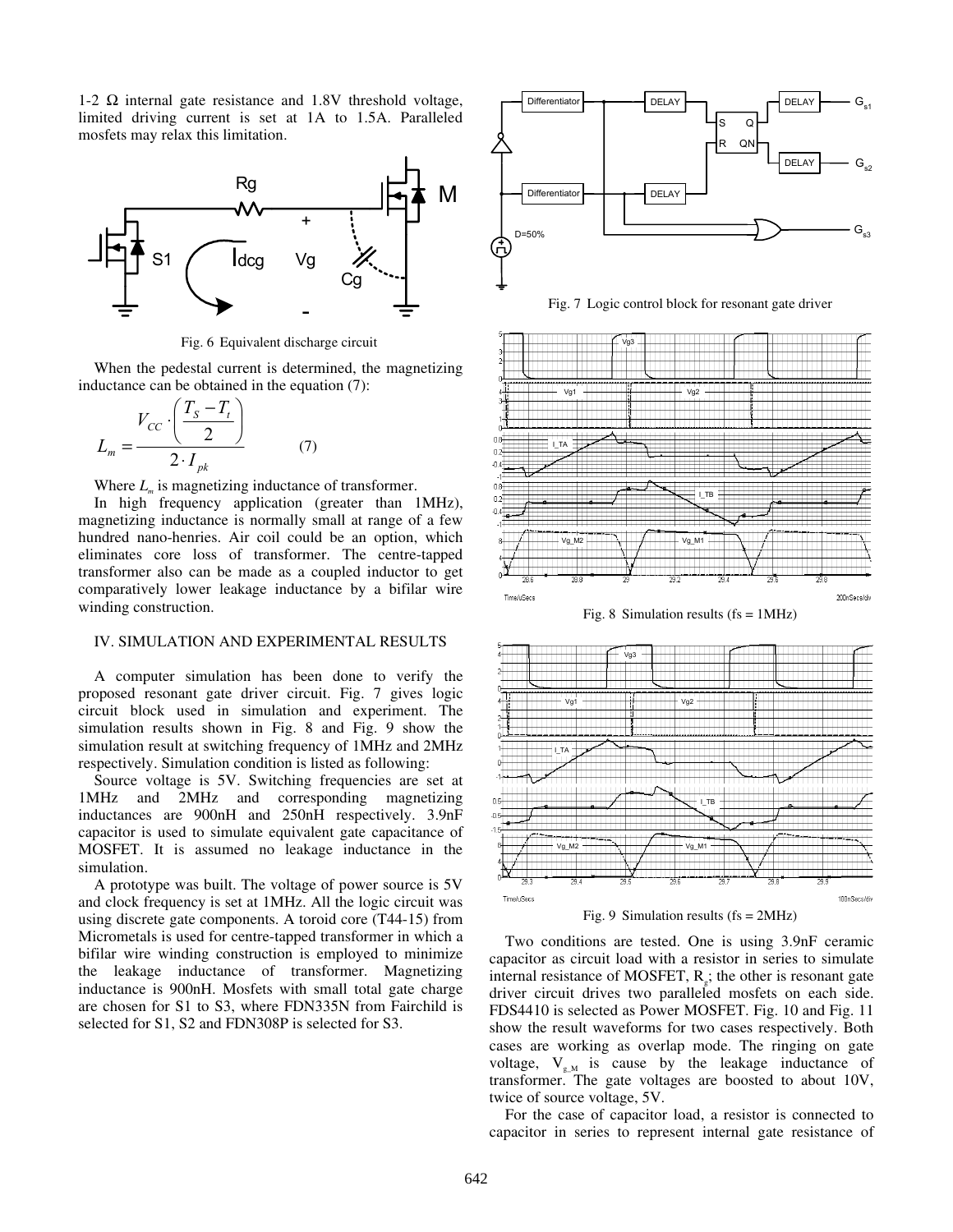1-2 Ω internal gate resistance and 1.8V threshold voltage, limited driving current is set at 1A to 1.5A. Paralleled mosfets may relax this limitation.

Fig. 6 Equivalent discharge circuit

When the pedestal current is determined, the magnetizing inductance can be obtained in the equation (7):

$$L_m = \frac{V_{CC} \cdot \left( \frac{T_S - T_t}{2} \right)}{2 \cdot I_{pk}} \qquad (7)$$

Where $L_m$ is magnetizing inductance of transformer.

In high frequency application (greater than 1MHz), magnetizing inductance is normally small at range of a few hundred nano-henries. Air coil could be an option, which eliminates core loss of transformer. The centre-tapped transformer also can be made as a coupled inductor to get comparatively lower leakage inductance by a bifilar wire winding construction.

## IV. SIMULATION AND EXPERIMENTAL RESULTS

A computer simulation has been done to verify the proposed resonant gate driver circuit. Fig. 7 gives logic circuit block used in simulation and experiment. The simulation results shown in Fig. 8 and Fig. 9 show the simulation result at switching frequency of 1MHz and 2MHz respectively. Simulation condition is listed as following:

Source voltage is 5V. Switching frequencies are set at 1MHz and 2MHz and corresponding magnetizing inductances are 900nH and 250nH respectively. 3.9nF capacitor is used to simulate equivalent gate capacitance of MOSFET. It is assumed no leakage inductance in the simulation.

A prototype was built. The voltage of power source is 5V and clock frequency is set at 1MHz. All the logic circuit was using discrete gate components. A toroid core (T44-15) from Micrometals is used for centre-tapped transformer in which a bifilar wire winding construction is employed to minimize the leakage inductance of transformer. Magnetizing inductance is 900nH. Mosfets with small total gate charge are chosen for S1 to S3, where FDN335N from Fairchild is selected for S1, S2 and FDP308P is selected for S3.

Fig. 7 Logic control block for resonant gate driver

Fig. 8 Simulation results (fs = 1MHz)

Fig. 9 Simulation results (fs = 2MHz)

Two conditions are tested. One is using 3.9nF ceramic capacitor as circuit load with a resistor in series to simulate internal resistance of MOSFET, $R_g$; the other is resonant gate driver circuit drives two paralleled mosfets on each side. FDS4410 is selected as Power MOSFET. Fig. 10 and Fig. 11 show the result waveforms for two cases respectively. Both cases are working as overlap mode. The ringing on gate voltage, $V_{g\_M}$ is cause by the leakage inductance of transformer. The gate voltages are boosted to about 10V, twice of source voltage, 5V.

For the case of capacitor load, a resistor is connected to capacitor in series to represent internal gate resistance of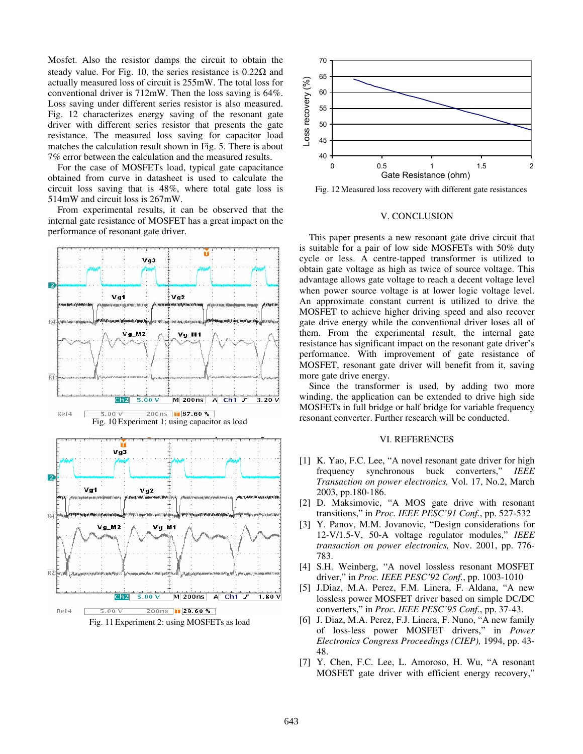Mosfet. Also the resistor damps the circuit to obtain the steady value. For Fig. 10, the series resistance is 0.22Ω and actually measured loss of circuit is 255mW. The total loss for conventional driver is 712mW. Then the loss saving is 64%. Loss saving under different series resistor is also measured. Fig. 12 characterizes energy saving of the resonant gate driver with different series resistor that presents the gate resistance. The measured loss saving for capacitor load matches the calculation result shown in Fig. 5. There is about 7% error between the calculation and the measured results.

For the case of MOSFETs load, typical gate capacitance obtained from curve in datasheet is used to calculate the circuit loss saving that is 48%, where total gate loss is 514mW and circuit loss is 267mW.

From experimental results, it can be observed that the internal gate resistance of MOSFET has a great impact on the performance of resonant gate driver.

Fig. 10 Experiment 1: using capacitor as load

Fig. 11 Experiment 2: using MOSFETs as load

Fig. 12 Measured loss recovery with different gate resistances

## V. CONCLUSION

This paper presents a new resonant gate drive circuit that is suitable for a pair of low side MOSFETs with 50% duty cycle or less. A centre-tapped transformer is utilized to obtain gate voltage as high as twice of source voltage. This advantage allows gate voltage to reach a decent voltage level when power source voltage is at lower logic voltage level. An approximate constant current is utilized to drive the MOSFET to achieve higher driving speed and also recover gate drive energy while the conventional driver loses all of them. From the experimental result, the internal gate resistance has significant impact on the resonant gate driver's performance. With improvement of gate resistance of MOSFET, resonant gate driver will benefit from it, saving more gate drive energy.

Since the transformer is used, by adding two more winding, the application can be extended to drive high side MOSFETs in full bridge or half bridge for variable frequency resonant converter. Further research will be conducted.

## VI. REFERENCES

[1] K. Yao, F.C. Lee, "A novel resonant gate driver for high frequency synchronous buck converters," *IEEE Transaction on power electronics,* Vol. 17, No.2, March 2003, pp.180-186.

[2] D. Maksimovic, "A MOS gate drive with resonant transitions," in *Proc. IEEE PESC'91 Conf.*, pp. 527-532

[3] Y. Panov, M.M. Jovanovic, "Design considerations for 12-V/1.5-V, 50-A voltage regulator modules," *IEEE transaction on power electronics,* Nov. 2001, pp. 776-783.

[4] S.H. Weinberg, "A novel lossless resonant MOSFET driver," in *Proc. IEEE PESC'92 Conf.*, pp. 1003-1010

[5] J.Diaz, M.A. Perez, F.M. Linera, F. Aldana, "A new lossless power MOSFET driver based on simple DC/DC converters," in *Proc. IEEE PESC'95 Conf.*, pp. 37-43.

[6] J. Diaz, M.A. Perez, F.J. Linera, F. Nuno, "A new family of loss-less power MOSFET drivers," in *Power Electronics Congress Proceedings (CIEP),* 1994, pp. 43-48.

[7] Y. Chen, F.C. Lee, L. Amoroso, H. Wu, "A resonant MOSFET gate driver with efficient energy recovery,"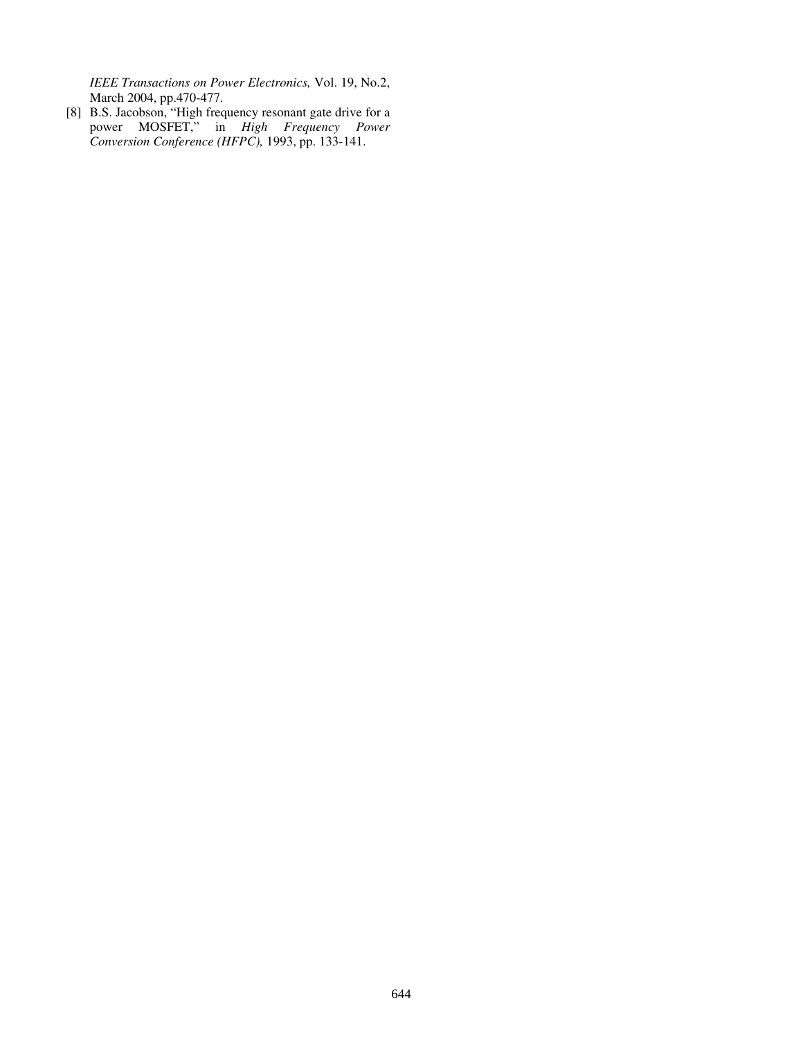*IEEE Transactions on Power Electronics,* Vol. 19, No.2, March 2004, pp.470-477.

[8] B.S. Jacobson, "High frequency resonant gate drive for a power MOSFET," in *High Frequency Power Conversion Conference (HFPC),* 1993, pp. 133-141.